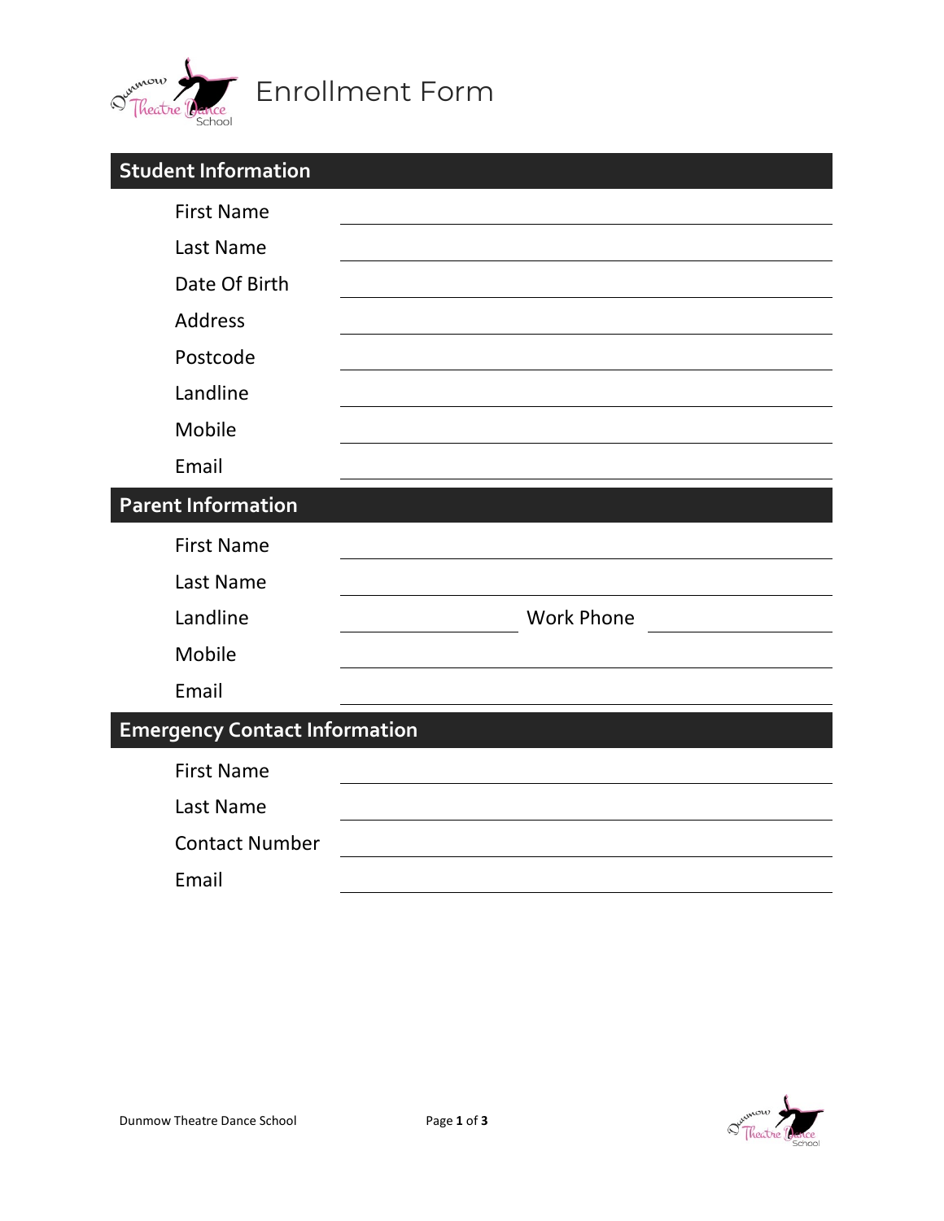# Enrollment Form

## Student Information

| | |
|---|---|
| First Name | |
| Last Name | |
| Date Of Birth | |
| Address | |
| Postcode | |
| Landline | |
| Mobile | |
| Email | |

## Parent Information

| | | | |
|---|---|---|---|
| First Name | | | |
| Last Name | | | |
| Landline | | Work Phone | |
| Mobile | | | |
| Email | | | |

## Emergency Contact Information

| | |
|---|---|
| First Name | |
| Last Name | |
| Contact Number | |
| Email | |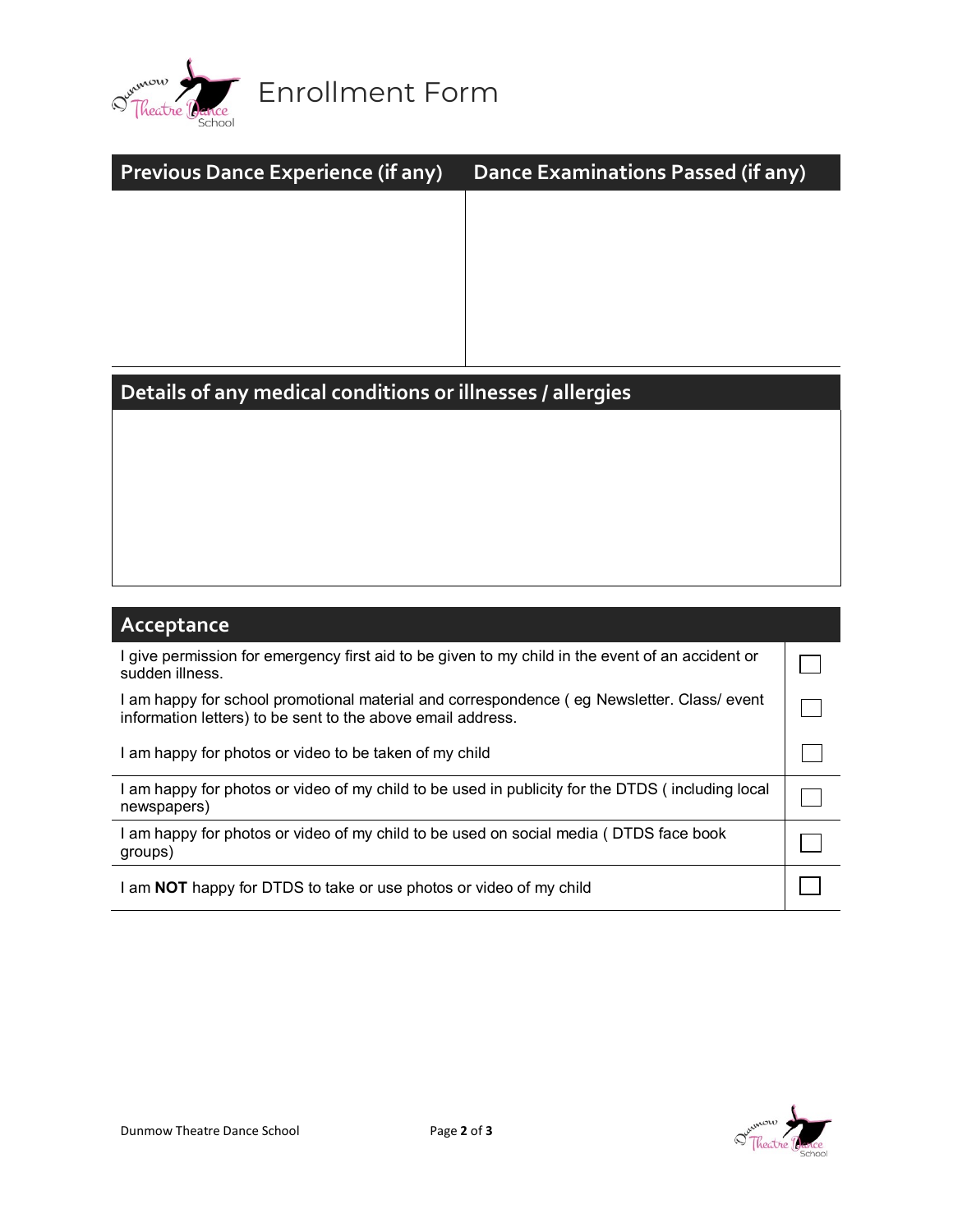# Enrollment Form

| Previous Dance Experience (if any) | Dance Examinations Passed (if any) |
| --- | --- |
| | |

## Details of any medical conditions or illnesses / allergies

| Acceptance | |
| --- | --- |
| I give permission for emergency first aid to be given to my child in the event of an accident or sudden illness. | ☐ |
| I am happy for school promotional material and correspondence ( eg Newsletter. Class/ event information letters) to be sent to the above email address. | ☐ |
| I am happy for photos or video to be taken of my child | ☐ |
| I am happy for photos or video of my child to be used in publicity for the DTDS ( including local newspapers) | ☐ |
| I am happy for photos or video of my child to be used on social media ( DTDS face book groups) | ☐ |
| I am **NOT** happy for DTDS to take or use photos or video of my child | ☐ |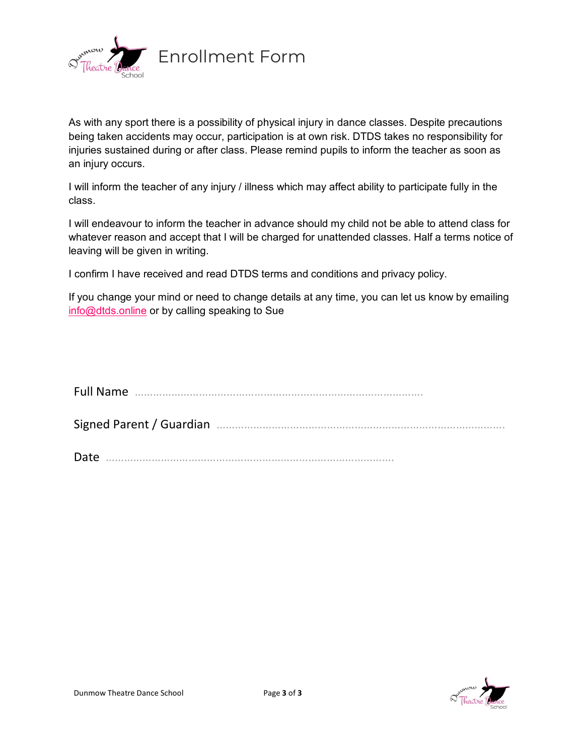# Enrollment Form

As with any sport there is a possibility of physical injury in dance classes. Despite precautions being taken accidents may occur, participation is at own risk. DTDS takes no responsibility for injuries sustained during or after class. Please remind pupils to inform the teacher as soon as an injury occurs.

I will inform the teacher of any injury / illness which may affect ability to participate fully in the class.

I will endeavour to inform the teacher in advance should my child not be able to attend class for whatever reason and accept that I will be charged for unattended classes. Half a terms notice of leaving will be given in writing.

I confirm I have received and read DTDS terms and conditions and privacy policy.

If you change your mind or need to change details at any time, you can let us know by emailing info@dtds.online or by calling speaking to Sue

Full Name ..........................................................................................

Signed Parent / Guardian ..........................................................................................

Date ..........................................................................................